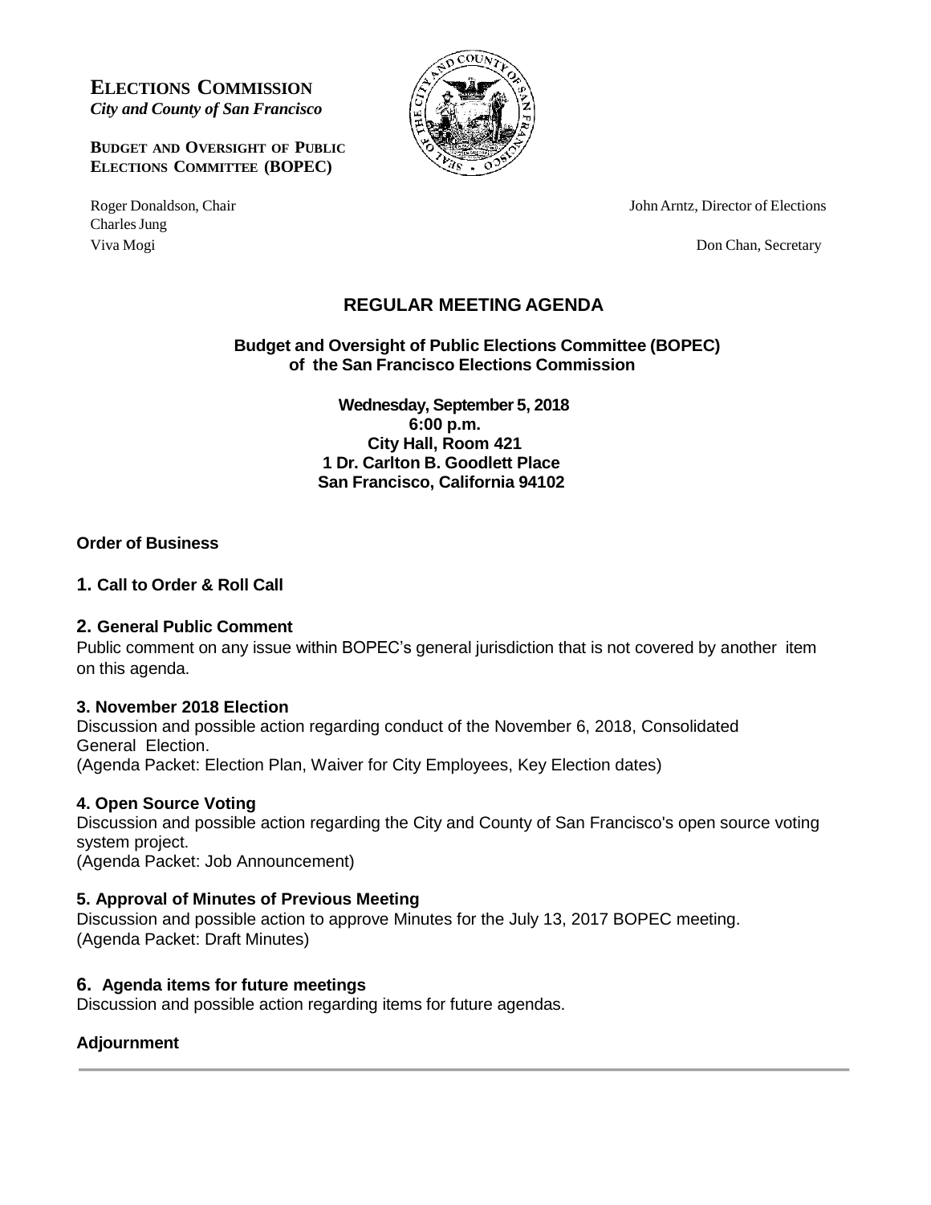**ELECTIONS COMMISSION**
*City and County of San Francisco*

**BUDGET AND OVERSIGHT OF PUBLIC ELECTIONS COMMITTEE (BOPEC)**

Roger Donaldson, Chair
Charles Jung
Viva Mogi

John Arntz, Director of Elections

Don Chan, Secretary

# REGULAR MEETING AGENDA

**Budget and Oversight of Public Elections Committee (BOPEC) of the San Francisco Elections Commission**

**Wednesday, September 5, 2018**
**6:00 p.m.**
**City Hall, Room 421**
**1 Dr. Carlton B. Goodlett Place**
**San Francisco, California 94102**

**Order of Business**

### 1. Call to Order & Roll Call

### 2. General Public Comment

Public comment on any issue within BOPEC's general jurisdiction that is not covered by another item on this agenda.

### 3. November 2018 Election

Discussion and possible action regarding conduct of the November 6, 2018, Consolidated General Election.
(Agenda Packet: Election Plan, Waiver for City Employees, Key Election dates)

### 4. Open Source Voting

Discussion and possible action regarding the City and County of San Francisco's open source voting system project.
(Agenda Packet: Job Announcement)

### 5. Approval of Minutes of Previous Meeting

Discussion and possible action to approve Minutes for the July 13, 2017 BOPEC meeting.
(Agenda Packet: Draft Minutes)

### 6. Agenda items for future meetings

Discussion and possible action regarding items for future agendas.

**Adjournment**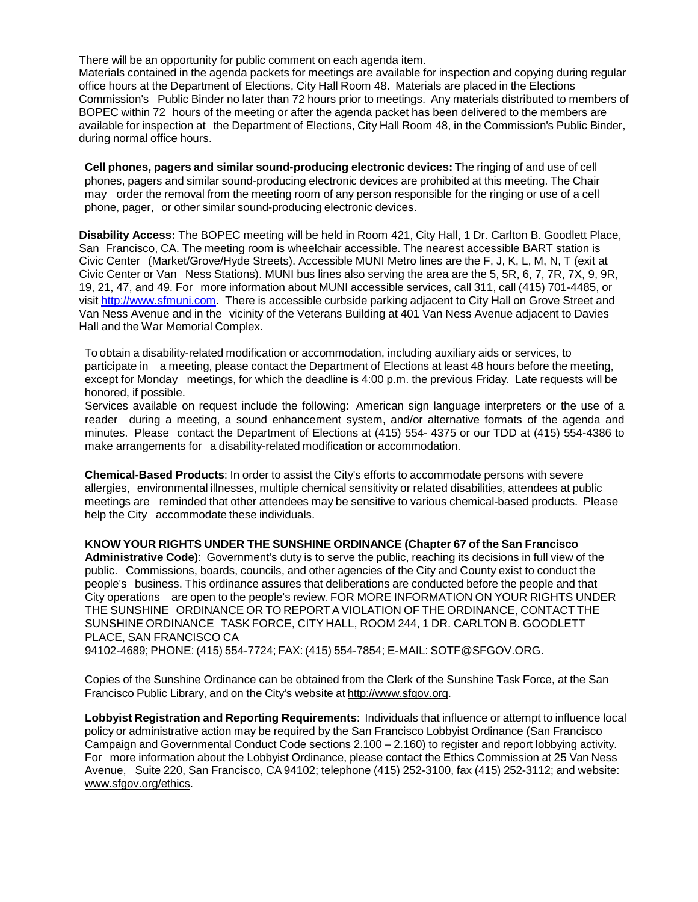There will be an opportunity for public comment on each agenda item.

Materials contained in the agenda packets for meetings are available for inspection and copying during regular office hours at the Department of Elections, City Hall Room 48. Materials are placed in the Elections Commission's Public Binder no later than 72 hours prior to meetings. Any materials distributed to members of BOPEC within 72 hours of the meeting or after the agenda packet has been delivered to the members are available for inspection at the Department of Elections, City Hall Room 48, in the Commission's Public Binder, during normal office hours.

**Cell phones, pagers and similar sound-producing electronic devices:** The ringing of and use of cell phones, pagers and similar sound-producing electronic devices are prohibited at this meeting. The Chair may order the removal from the meeting room of any person responsible for the ringing or use of a cell phone, pager, or other similar sound-producing electronic devices.

**Disability Access:** The BOPEC meeting will be held in Room 421, City Hall, 1 Dr. Carlton B. Goodlett Place, San Francisco, CA. The meeting room is wheelchair accessible. The nearest accessible BART station is Civic Center (Market/Grove/Hyde Streets). Accessible MUNI Metro lines are the F, J, K, L, M, N, T (exit at Civic Center or Van Ness Stations). MUNI bus lines also serving the area are the 5, 5R, 6, 7, 7R, 7X, 9, 9R, 19, 21, 47, and 49. For more information about MUNI accessible services, call 311, call (415) 701-4485, or visit http://www.sfmuni.com. There is accessible curbside parking adjacent to City Hall on Grove Street and Van Ness Avenue and in the vicinity of the Veterans Building at 401 Van Ness Avenue adjacent to Davies Hall and the War Memorial Complex.

To obtain a disability-related modification or accommodation, including auxiliary aids or services, to participate in a meeting, please contact the Department of Elections at least 48 hours before the meeting, except for Monday meetings, for which the deadline is 4:00 p.m. the previous Friday. Late requests will be honored, if possible.

Services available on request include the following: American sign language interpreters or the use of a reader during a meeting, a sound enhancement system, and/or alternative formats of the agenda and minutes. Please contact the Department of Elections at (415) 554- 4375 or our TDD at (415) 554-4386 to make arrangements for a disability-related modification or accommodation.

**Chemical-Based Products**: In order to assist the City's efforts to accommodate persons with severe allergies, environmental illnesses, multiple chemical sensitivity or related disabilities, attendees at public meetings are reminded that other attendees may be sensitive to various chemical-based products. Please help the City accommodate these individuals.

**KNOW YOUR RIGHTS UNDER THE SUNSHINE ORDINANCE (Chapter 67 of the San Francisco Administrative Code)**: Government's duty is to serve the public, reaching its decisions in full view of the public. Commissions, boards, councils, and other agencies of the City and County exist to conduct the people's business. This ordinance assures that deliberations are conducted before the people and that City operations are open to the people's review. FOR MORE INFORMATION ON YOUR RIGHTS UNDER THE SUNSHINE ORDINANCE OR TO REPORT A VIOLATION OF THE ORDINANCE, CONTACT THE SUNSHINE ORDINANCE TASK FORCE, CITY HALL, ROOM 244, 1 DR. CARLTON B. GOODLETT PLACE, SAN FRANCISCO CA
94102-4689; PHONE: (415) 554-7724; FAX: (415) 554-7854; E-MAIL: SOTF@SFGOV.ORG.

Copies of the Sunshine Ordinance can be obtained from the Clerk of the Sunshine Task Force, at the San Francisco Public Library, and on the City's website at http://www.sfgov.org.

**Lobbyist Registration and Reporting Requirements**: Individuals that influence or attempt to influence local policy or administrative action may be required by the San Francisco Lobbyist Ordinance (San Francisco Campaign and Governmental Conduct Code sections 2.100 – 2.160) to register and report lobbying activity. For more information about the Lobbyist Ordinance, please contact the Ethics Commission at 25 Van Ness Avenue, Suite 220, San Francisco, CA 94102; telephone (415) 252-3100, fax (415) 252-3112; and website: www.sfgov.org/ethics.